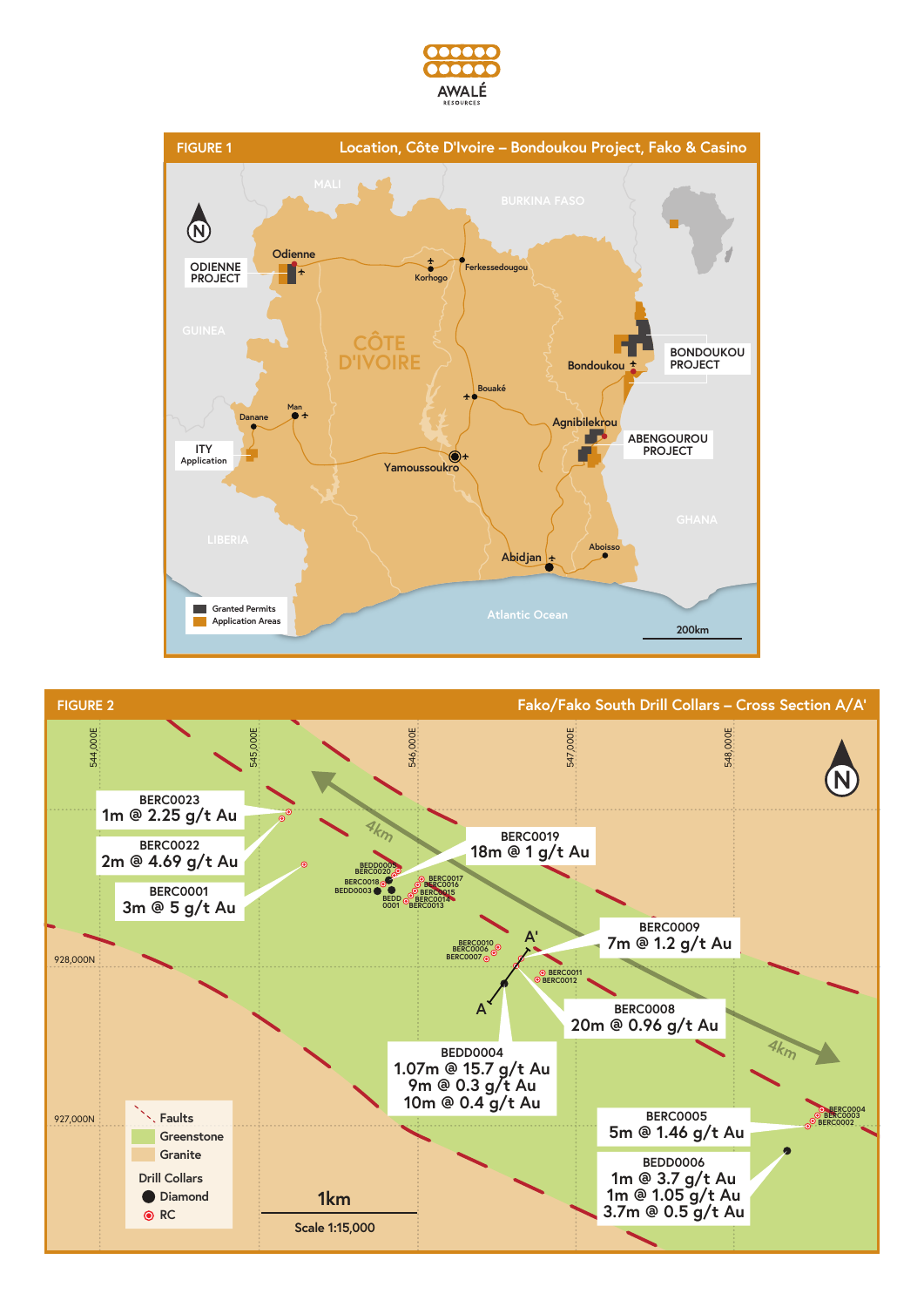AWALÉ RESOURCES

**FIGURE 1** Location, Côte D'Ivoire – Bondoukou Project, Fako & Casino

MALI | BURKINA FASO | GUINEA | GHANA | LIBERIA | CÔTE D'IVOIRE | Atlantic Ocean

Odienne – ODIENNE PROJECT | Korhogo | Ferkessedougou | Bondoukou – BONDOUKOU PROJECT | Bouaké | Man | Danane | ITY Application | Yamoussoukro | Agnibilekrou – ABENGOUROU PROJECT | Abidjan | Aboisso

Granted Permits | Application Areas | 200km

**FIGURE 2** Fako/Fako South Drill Collars – Cross Section A/A'

- BERC0023: 1m @ 2.25 g/t Au
- BERC0022: 2m @ 4.69 g/t Au
- BERC0001: 3m @ 5 g/t Au
- BERC0019: 18m @ 1 g/t Au
- BERC0009: 7m @ 1.2 g/t Au
- BERC0008: 20m @ 0.96 g/t Au
- BEDD0004: 1.07m @ 15.7 g/t Au; 9m @ 0.3 g/t Au; 10m @ 0.4 g/t Au
- BERC0005: 5m @ 1.46 g/t Au
- BEDD0006: 1m @ 3.7 g/t Au; 1m @ 1.05 g/t Au; 3.7m @ 0.5 g/t Au

Legend: Faults | Greenstone | Granite | Drill Collars: Diamond, RC

1km – Scale 1:15,000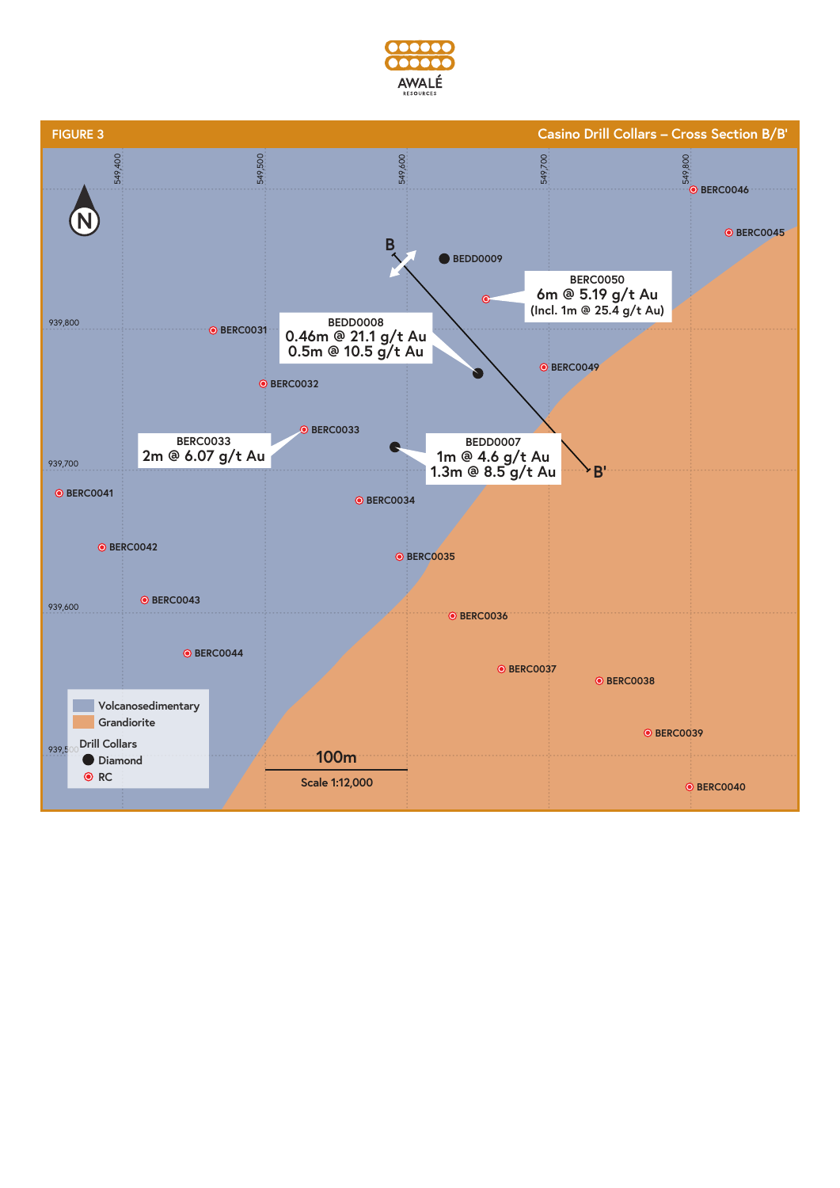**FIGURE 3** — **Casino Drill Collars – Cross Section B/B'**

549,400 549,500 549,600 549,700 549,800

939,800 939,700 939,600 939,500

B — B'

BEDD0009

BERC0050
6m @ 5.19 g/t Au
(Incl. 1m @ 25.4 g/t Au)

BEDD0008
0.46m @ 21.1 g/t Au
0.5m @ 10.5 g/t Au

BERC0033
2m @ 6.07 g/t Au

BEDD0007
1m @ 4.6 g/t Au
1.3m @ 8.5 g/t Au

BERC0031, BERC0032, BERC0033, BERC0034, BERC0035, BERC0036, BERC0037, BERC0038, BERC0039, BERC0040, BERC0041, BERC0042, BERC0043, BERC0044, BERC0045, BERC0046, BERC0049

Volcanosedimentary
Grandiorite

Drill Collars
Diamond
RC

100m
Scale 1:12,000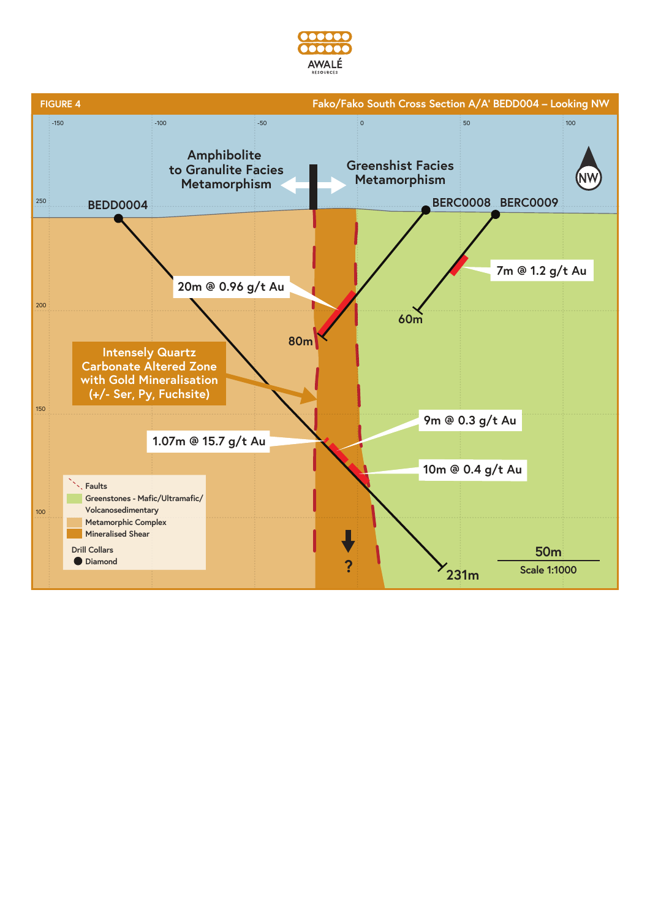**FIGURE 4** — Fako/Fako South Cross Section A/A' BEDD004 – Looking NW

-150 | -100 | -50 | 0 | 50 | 100

250 | 200 | 150 | 100

Amphibolite to Granulite Facies Metamorphism

Greenshist Facies Metamorphism

NW

BEDD0004

BERC0008

BERC0009

20m @ 0.96 g/t Au

7m @ 1.2 g/t Au

60m

80m

Intensely Quartz Carbonate Altered Zone with Gold Mineralisation (+/- Ser, Py, Fuchsite)

9m @ 0.3 g/t Au

1.07m @ 15.7 g/t Au

10m @ 0.4 g/t Au

?

231m

50m

Scale 1:1000

- Faults
- Greenstones - Mafic/Ultramafic/Volcanosedimentary
- Metamorphic Complex
- Mineralised Shear

Drill Collars

- Diamond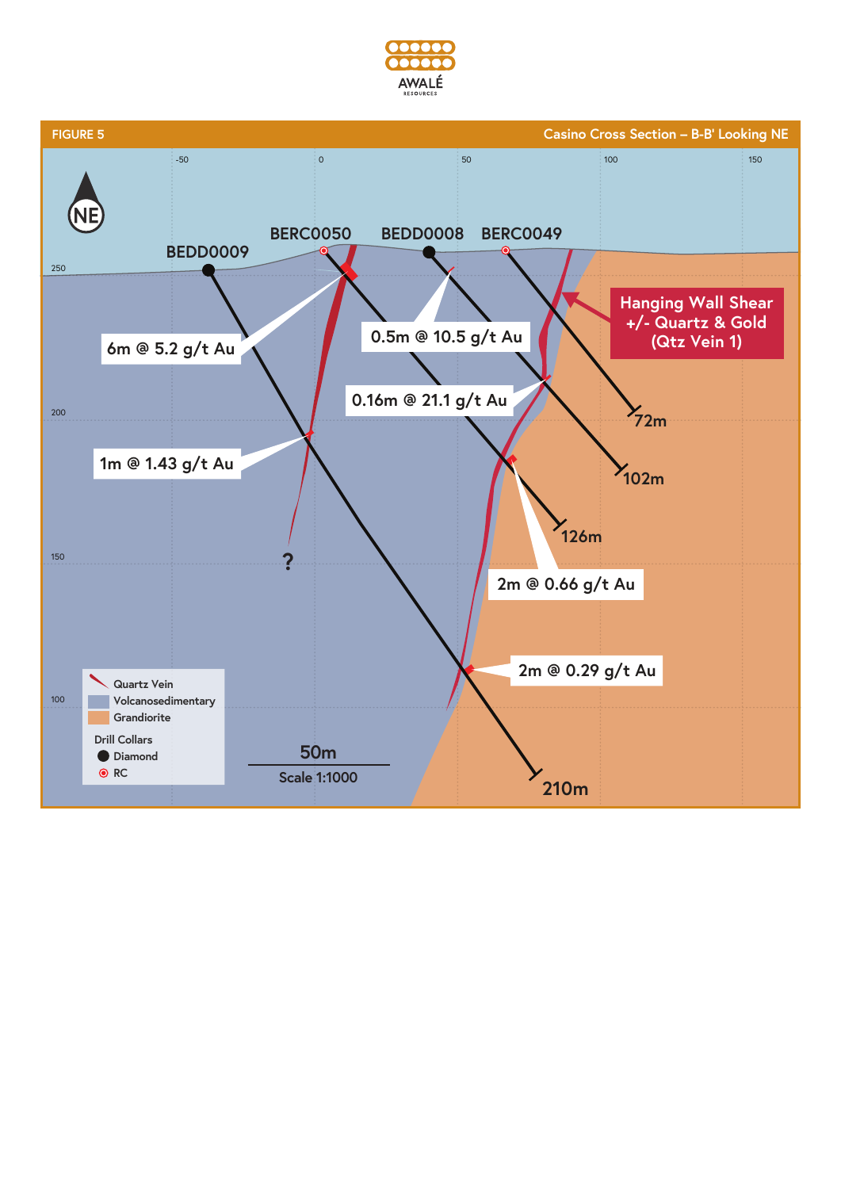AWALÉ RESOURCES

FIGURE 5

Casino Cross Section – B-B' Looking NE

-50
0
50
100
150

250
200
150
100

NE

BEDD0009
BERC0050
BEDD0008
BERC0049

6m @ 5.2 g/t Au
0.5m @ 10.5 g/t Au
0.16m @ 21.1 g/t Au
1m @ 1.43 g/t Au
2m @ 0.66 g/t Au
2m @ 0.29 g/t Au

Hanging Wall Shear +/- Quartz & Gold (Qtz Vein 1)

?

72m
102m
126m
210m

Quartz Vein
Volcanosedimentary
Grandiorite

Drill Collars
Diamond
RC

50m
Scale 1:1000